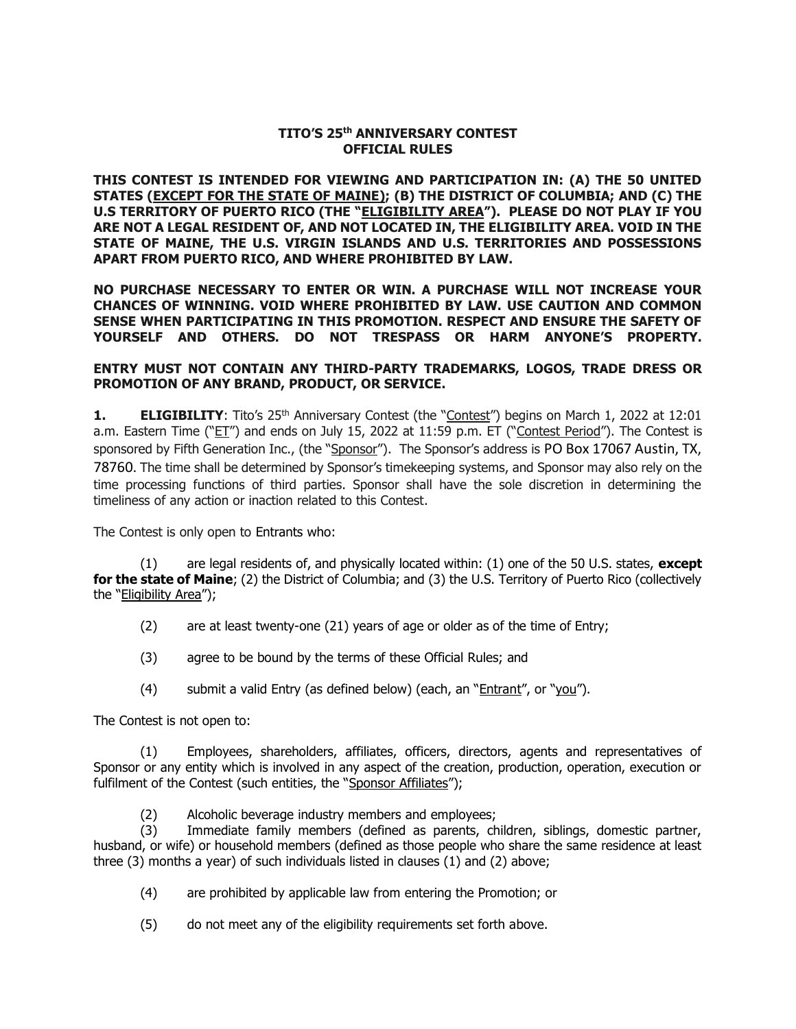# TITO'S 25th ANNIVERSARY CONTEST
## OFFICIAL RULES

**THIS CONTEST IS INTENDED FOR VIEWING AND PARTICIPATION IN: (A) THE 50 UNITED STATES (<u>EXCEPT FOR THE STATE OF MAINE</u>); (B) THE DISTRICT OF COLUMBIA; AND (C) THE U.S TERRITORY OF PUERTO RICO (THE "<u>ELIGIBILITY AREA</u>"). PLEASE DO NOT PLAY IF YOU ARE NOT A LEGAL RESIDENT OF, AND NOT LOCATED IN, THE ELIGIBILITY AREA. VOID IN THE STATE OF MAINE, THE U.S. VIRGIN ISLANDS AND U.S. TERRITORIES AND POSSESSIONS APART FROM PUERTO RICO, AND WHERE PROHIBITED BY LAW.**

**NO PURCHASE NECESSARY TO ENTER OR WIN. A PURCHASE WILL NOT INCREASE YOUR CHANCES OF WINNING. VOID WHERE PROHIBITED BY LAW. USE CAUTION AND COMMON SENSE WHEN PARTICIPATING IN THIS PROMOTION. RESPECT AND ENSURE THE SAFETY OF YOURSELF AND OTHERS. DO NOT TRESPASS OR HARM ANYONE'S PROPERTY.**

**ENTRY MUST NOT CONTAIN ANY THIRD-PARTY TRADEMARKS, LOGOS, TRADE DRESS OR PROMOTION OF ANY BRAND, PRODUCT, OR SERVICE.**

**1. ELIGIBILITY**: Tito's 25th Anniversary Contest (the "<u>Contest</u>") begins on March 1, 2022 at 12:01 a.m. Eastern Time ("<u>ET</u>") and ends on July 15, 2022 at 11:59 p.m. ET ("<u>Contest Period</u>"). The Contest is sponsored by Fifth Generation Inc., (the "<u>Sponsor</u>"). The Sponsor's address is PO Box 17067 Austin, TX, 78760. The time shall be determined by Sponsor's timekeeping systems, and Sponsor may also rely on the time processing functions of third parties. Sponsor shall have the sole discretion in determining the timeliness of any action or inaction related to this Contest.

The Contest is only open to Entrants who:

(1) are legal residents of, and physically located within: (1) one of the 50 U.S. states, **except for the state of Maine**; (2) the District of Columbia; and (3) the U.S. Territory of Puerto Rico (collectively the "<u>Eligibility Area</u>");

(2) are at least twenty-one (21) years of age or older as of the time of Entry;

(3) agree to be bound by the terms of these Official Rules; and

(4) submit a valid Entry (as defined below) (each, an "<u>Entrant</u>", or "<u>you</u>").

The Contest is not open to:

(1) Employees, shareholders, affiliates, officers, directors, agents and representatives of Sponsor or any entity which is involved in any aspect of the creation, production, operation, execution or fulfilment of the Contest (such entities, the "<u>Sponsor Affiliates</u>");

(2) Alcoholic beverage industry members and employees;

(3) Immediate family members (defined as parents, children, siblings, domestic partner, husband, or wife) or household members (defined as those people who share the same residence at least three (3) months a year) of such individuals listed in clauses (1) and (2) above;

(4) are prohibited by applicable law from entering the Promotion; or

(5) do not meet any of the eligibility requirements set forth above.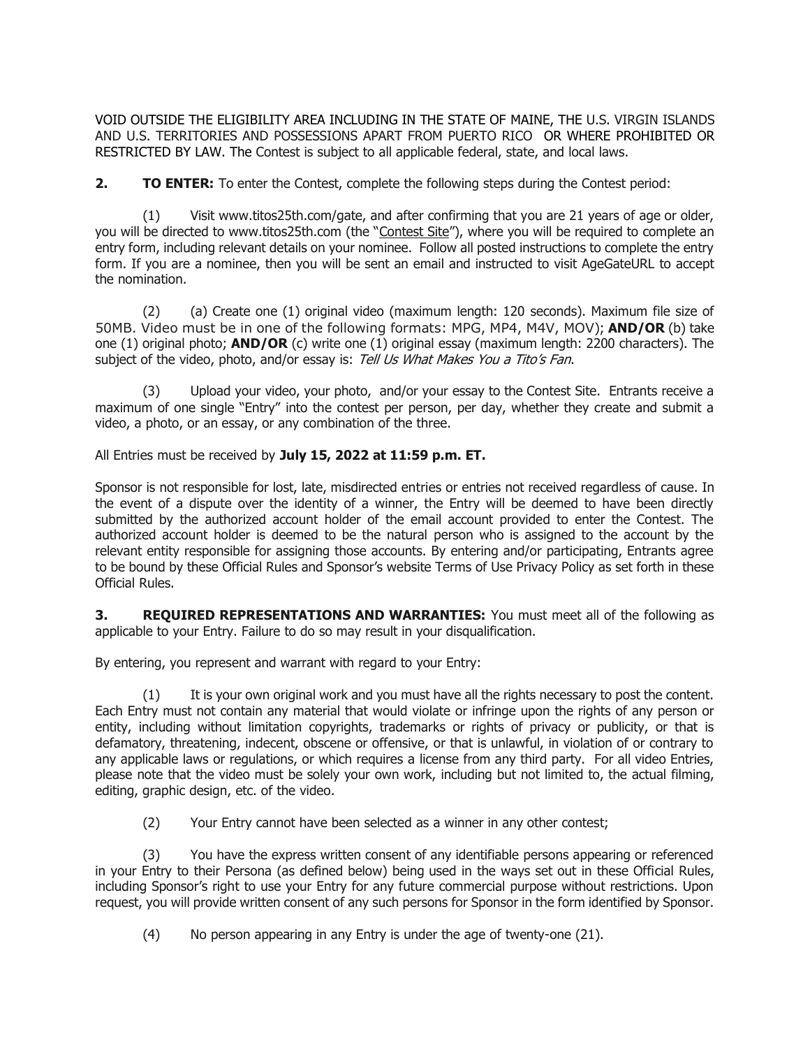VOID OUTSIDE THE ELIGIBILITY AREA INCLUDING IN THE STATE OF MAINE, THE U.S. VIRGIN ISLANDS AND U.S. TERRITORIES AND POSSESSIONS APART FROM PUERTO RICO OR WHERE PROHIBITED OR RESTRICTED BY LAW. The Contest is subject to all applicable federal, state, and local laws.

**2. TO ENTER:** To enter the Contest, complete the following steps during the Contest period:

(1) Visit www.titos25th.com/gate, and after confirming that you are 21 years of age or older, you will be directed to www.titos25th.com (the "Contest Site"), where you will be required to complete an entry form, including relevant details on your nominee. Follow all posted instructions to complete the entry form. If you are a nominee, then you will be sent an email and instructed to visit AgeGateURL to accept the nomination.

(2) (a) Create one (1) original video (maximum length: 120 seconds). Maximum file size of 50MB. Video must be in one of the following formats: MPG, MP4, M4V, MOV); **AND/OR** (b) take one (1) original photo; **AND/OR** (c) write one (1) original essay (maximum length: 2200 characters). The subject of the video, photo, and/or essay is: *Tell Us What Makes You a Tito's Fan*.

(3) Upload your video, your photo, and/or your essay to the Contest Site. Entrants receive a maximum of one single "Entry" into the contest per person, per day, whether they create and submit a video, a photo, or an essay, or any combination of the three.

All Entries must be received by **July 15, 2022 at 11:59 p.m. ET.**

Sponsor is not responsible for lost, late, misdirected entries or entries not received regardless of cause. In the event of a dispute over the identity of a winner, the Entry will be deemed to have been directly submitted by the authorized account holder of the email account provided to enter the Contest. The authorized account holder is deemed to be the natural person who is assigned to the account by the relevant entity responsible for assigning those accounts. By entering and/or participating, Entrants agree to be bound by these Official Rules and Sponsor's website Terms of Use Privacy Policy as set forth in these Official Rules.

**3. REQUIRED REPRESENTATIONS AND WARRANTIES:** You must meet all of the following as applicable to your Entry. Failure to do so may result in your disqualification.

By entering, you represent and warrant with regard to your Entry:

(1) It is your own original work and you must have all the rights necessary to post the content. Each Entry must not contain any material that would violate or infringe upon the rights of any person or entity, including without limitation copyrights, trademarks or rights of privacy or publicity, or that is defamatory, threatening, indecent, obscene or offensive, or that is unlawful, in violation of or contrary to any applicable laws or regulations, or which requires a license from any third party. For all video Entries, please note that the video must be solely your own work, including but not limited to, the actual filming, editing, graphic design, etc. of the video.

(2) Your Entry cannot have been selected as a winner in any other contest;

(3) You have the express written consent of any identifiable persons appearing or referenced in your Entry to their Persona (as defined below) being used in the ways set out in these Official Rules, including Sponsor's right to use your Entry for any future commercial purpose without restrictions. Upon request, you will provide written consent of any such persons for Sponsor in the form identified by Sponsor.

(4) No person appearing in any Entry is under the age of twenty-one (21).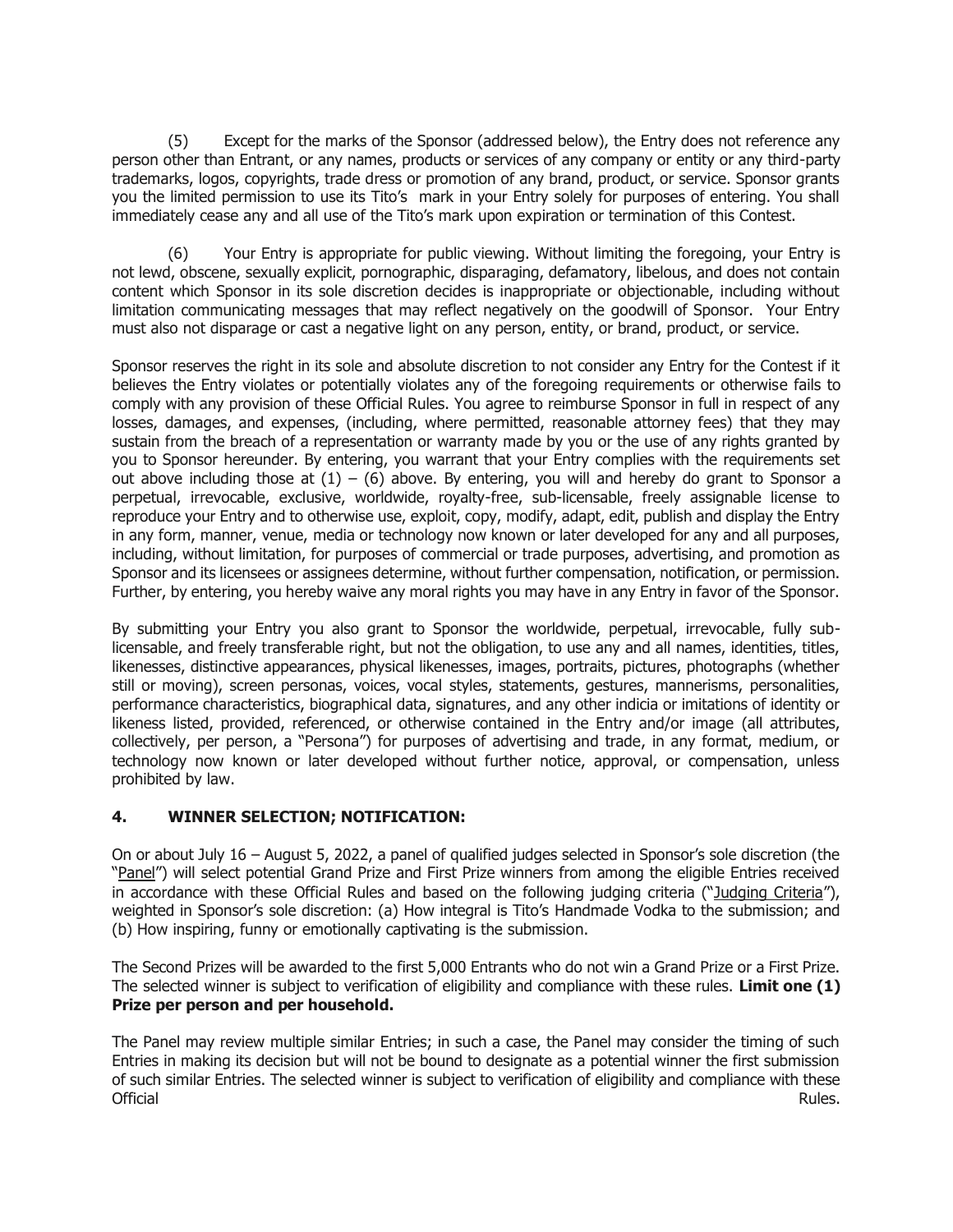(5) Except for the marks of the Sponsor (addressed below), the Entry does not reference any person other than Entrant, or any names, products or services of any company or entity or any third-party trademarks, logos, copyrights, trade dress or promotion of any brand, product, or service. Sponsor grants you the limited permission to use its Tito's mark in your Entry solely for purposes of entering. You shall immediately cease any and all use of the Tito's mark upon expiration or termination of this Contest.

(6) Your Entry is appropriate for public viewing. Without limiting the foregoing, your Entry is not lewd, obscene, sexually explicit, pornographic, disparaging, defamatory, libelous, and does not contain content which Sponsor in its sole discretion decides is inappropriate or objectionable, including without limitation communicating messages that may reflect negatively on the goodwill of Sponsor. Your Entry must also not disparage or cast a negative light on any person, entity, or brand, product, or service.

Sponsor reserves the right in its sole and absolute discretion to not consider any Entry for the Contest if it believes the Entry violates or potentially violates any of the foregoing requirements or otherwise fails to comply with any provision of these Official Rules. You agree to reimburse Sponsor in full in respect of any losses, damages, and expenses, (including, where permitted, reasonable attorney fees) that they may sustain from the breach of a representation or warranty made by you or the use of any rights granted by you to Sponsor hereunder. By entering, you warrant that your Entry complies with the requirements set out above including those at (1) – (6) above. By entering, you will and hereby do grant to Sponsor a perpetual, irrevocable, exclusive, worldwide, royalty-free, sub-licensable, freely assignable license to reproduce your Entry and to otherwise use, exploit, copy, modify, adapt, edit, publish and display the Entry in any form, manner, venue, media or technology now known or later developed for any and all purposes, including, without limitation, for purposes of commercial or trade purposes, advertising, and promotion as Sponsor and its licensees or assignees determine, without further compensation, notification, or permission. Further, by entering, you hereby waive any moral rights you may have in any Entry in favor of the Sponsor.

By submitting your Entry you also grant to Sponsor the worldwide, perpetual, irrevocable, fully sub-licensable, and freely transferable right, but not the obligation, to use any and all names, identities, titles, likenesses, distinctive appearances, physical likenesses, images, portraits, pictures, photographs (whether still or moving), screen personas, voices, vocal styles, statements, gestures, mannerisms, personalities, performance characteristics, biographical data, signatures, and any other indicia or imitations of identity or likeness listed, provided, referenced, or otherwise contained in the Entry and/or image (all attributes, collectively, per person, a "Persona") for purposes of advertising and trade, in any format, medium, or technology now known or later developed without further notice, approval, or compensation, unless prohibited by law.

## 4. WINNER SELECTION; NOTIFICATION:

On or about July 16 – August 5, 2022, a panel of qualified judges selected in Sponsor's sole discretion (the "Panel") will select potential Grand Prize and First Prize winners from among the eligible Entries received in accordance with these Official Rules and based on the following judging criteria ("Judging Criteria"), weighted in Sponsor's sole discretion: (a) How integral is Tito's Handmade Vodka to the submission; and (b) How inspiring, funny or emotionally captivating is the submission.

The Second Prizes will be awarded to the first 5,000 Entrants who do not win a Grand Prize or a First Prize. The selected winner is subject to verification of eligibility and compliance with these rules. **Limit one (1) Prize per person and per household.**

The Panel may review multiple similar Entries; in such a case, the Panel may consider the timing of such Entries in making its decision but will not be bound to designate as a potential winner the first submission of such similar Entries. The selected winner is subject to verification of eligibility and compliance with these Official Rules.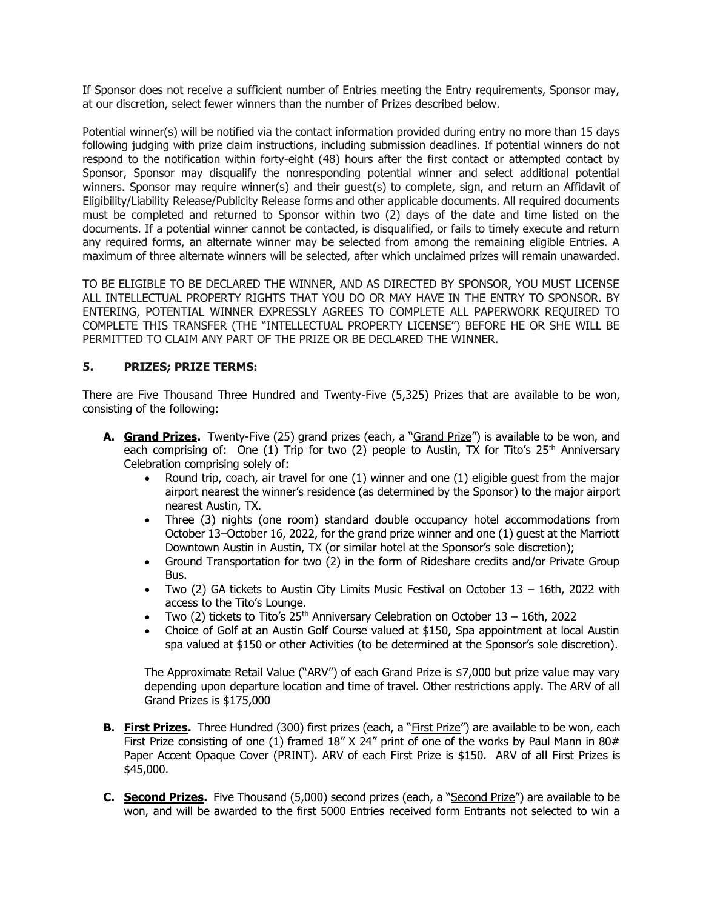If Sponsor does not receive a sufficient number of Entries meeting the Entry requirements, Sponsor may, at our discretion, select fewer winners than the number of Prizes described below.

Potential winner(s) will be notified via the contact information provided during entry no more than 15 days following judging with prize claim instructions, including submission deadlines. If potential winners do not respond to the notification within forty-eight (48) hours after the first contact or attempted contact by Sponsor, Sponsor may disqualify the nonresponding potential winner and select additional potential winners. Sponsor may require winner(s) and their guest(s) to complete, sign, and return an Affidavit of Eligibility/Liability Release/Publicity Release forms and other applicable documents. All required documents must be completed and returned to Sponsor within two (2) days of the date and time listed on the documents. If a potential winner cannot be contacted, is disqualified, or fails to timely execute and return any required forms, an alternate winner may be selected from among the remaining eligible Entries. A maximum of three alternate winners will be selected, after which unclaimed prizes will remain unawarded.

TO BE ELIGIBLE TO BE DECLARED THE WINNER, AND AS DIRECTED BY SPONSOR, YOU MUST LICENSE ALL INTELLECTUAL PROPERTY RIGHTS THAT YOU DO OR MAY HAVE IN THE ENTRY TO SPONSOR. BY ENTERING, POTENTIAL WINNER EXPRESSLY AGREES TO COMPLETE ALL PAPERWORK REQUIRED TO COMPLETE THIS TRANSFER (THE "INTELLECTUAL PROPERTY LICENSE") BEFORE HE OR SHE WILL BE PERMITTED TO CLAIM ANY PART OF THE PRIZE OR BE DECLARED THE WINNER.

## 5. PRIZES; PRIZE TERMS:

There are Five Thousand Three Hundred and Twenty-Five (5,325) Prizes that are available to be won, consisting of the following:

**A. Grand Prizes.** Twenty-Five (25) grand prizes (each, a "Grand Prize") is available to be won, and each comprising of: One (1) Trip for two (2) people to Austin, TX for Tito's 25th Anniversary Celebration comprising solely of:

- Round trip, coach, air travel for one (1) winner and one (1) eligible guest from the major airport nearest the winner's residence (as determined by the Sponsor) to the major airport nearest Austin, TX.
- Three (3) nights (one room) standard double occupancy hotel accommodations from October 13–October 16, 2022, for the grand prize winner and one (1) guest at the Marriott Downtown Austin in Austin, TX (or similar hotel at the Sponsor's sole discretion);
- Ground Transportation for two (2) in the form of Rideshare credits and/or Private Group Bus.
- Two (2) GA tickets to Austin City Limits Music Festival on October 13 – 16th, 2022 with access to the Tito's Lounge.
- Two (2) tickets to Tito's 25th Anniversary Celebration on October 13 – 16th, 2022
- Choice of Golf at an Austin Golf Course valued at $150, Spa appointment at local Austin spa valued at $150 or other Activities (to be determined at the Sponsor's sole discretion).

The Approximate Retail Value ("ARV") of each Grand Prize is $7,000 but prize value may vary depending upon departure location and time of travel. Other restrictions apply. The ARV of all Grand Prizes is $175,000

**B. First Prizes.** Three Hundred (300) first prizes (each, a "First Prize") are available to be won, each First Prize consisting of one (1) framed 18" X 24" print of one of the works by Paul Mann in 80# Paper Accent Opaque Cover (PRINT). ARV of each First Prize is $150. ARV of all First Prizes is $45,000.

**C. Second Prizes.** Five Thousand (5,000) second prizes (each, a "Second Prize") are available to be won, and will be awarded to the first 5000 Entries received form Entrants not selected to win a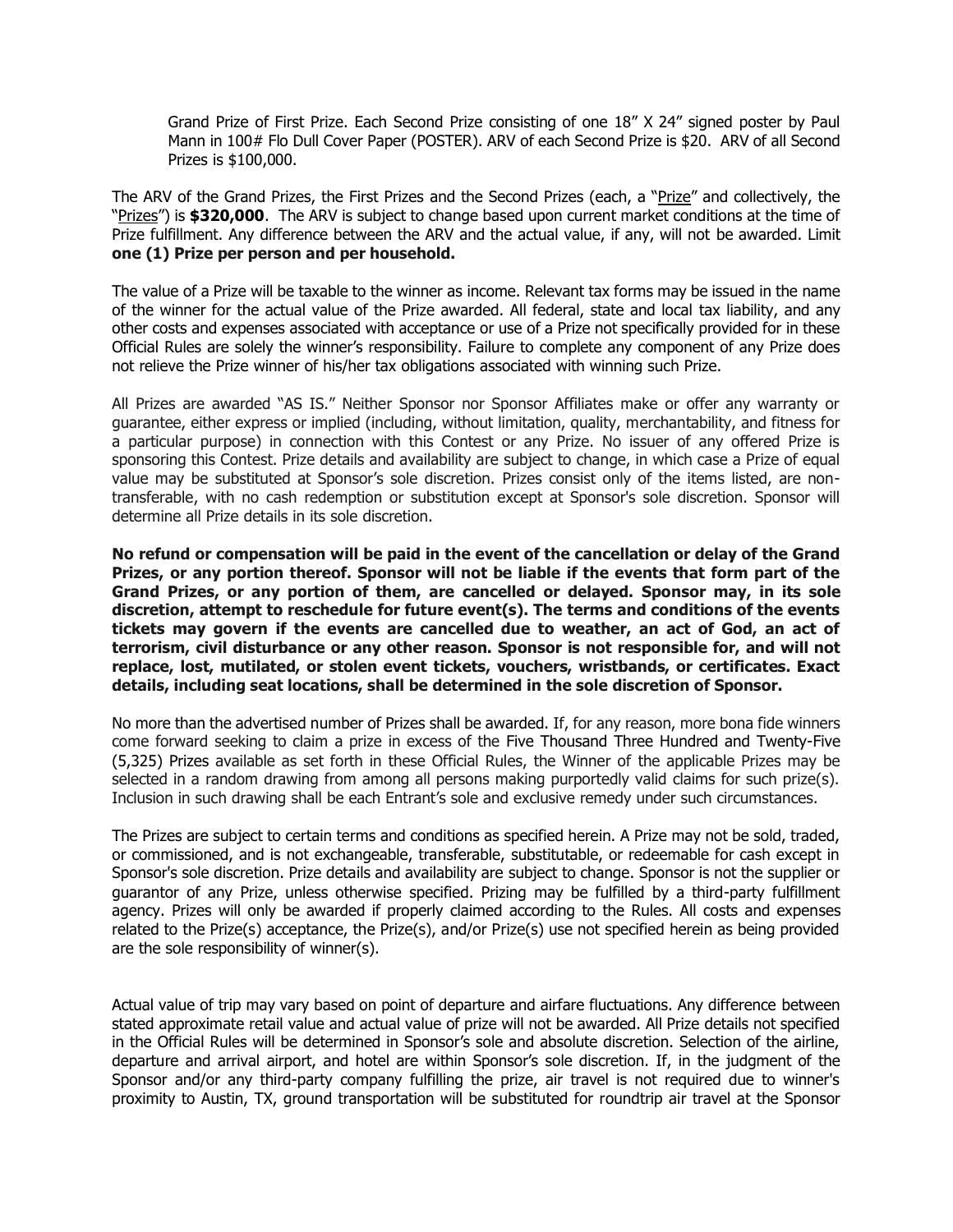Grand Prize of First Prize. Each Second Prize consisting of one 18" X 24" signed poster by Paul Mann in 100# Flo Dull Cover Paper (POSTER). ARV of each Second Prize is $20. ARV of all Second Prizes is $100,000.

The ARV of the Grand Prizes, the First Prizes and the Second Prizes (each, a "Prize" and collectively, the "Prizes") is **$320,000**. The ARV is subject to change based upon current market conditions at the time of Prize fulfillment. Any difference between the ARV and the actual value, if any, will not be awarded. Limit **one (1) Prize per person and per household.**

The value of a Prize will be taxable to the winner as income. Relevant tax forms may be issued in the name of the winner for the actual value of the Prize awarded. All federal, state and local tax liability, and any other costs and expenses associated with acceptance or use of a Prize not specifically provided for in these Official Rules are solely the winner's responsibility. Failure to complete any component of any Prize does not relieve the Prize winner of his/her tax obligations associated with winning such Prize.

All Prizes are awarded "AS IS." Neither Sponsor nor Sponsor Affiliates make or offer any warranty or guarantee, either express or implied (including, without limitation, quality, merchantability, and fitness for a particular purpose) in connection with this Contest or any Prize. No issuer of any offered Prize is sponsoring this Contest. Prize details and availability are subject to change, in which case a Prize of equal value may be substituted at Sponsor's sole discretion. Prizes consist only of the items listed, are non-transferable, with no cash redemption or substitution except at Sponsor's sole discretion. Sponsor will determine all Prize details in its sole discretion.

**No refund or compensation will be paid in the event of the cancellation or delay of the Grand Prizes, or any portion thereof. Sponsor will not be liable if the events that form part of the Grand Prizes, or any portion of them, are cancelled or delayed. Sponsor may, in its sole discretion, attempt to reschedule for future event(s). The terms and conditions of the events tickets may govern if the events are cancelled due to weather, an act of God, an act of terrorism, civil disturbance or any other reason. Sponsor is not responsible for, and will not replace, lost, mutilated, or stolen event tickets, vouchers, wristbands, or certificates. Exact details, including seat locations, shall be determined in the sole discretion of Sponsor.**

No more than the advertised number of Prizes shall be awarded. If, for any reason, more bona fide winners come forward seeking to claim a prize in excess of the Five Thousand Three Hundred and Twenty-Five (5,325) Prizes available as set forth in these Official Rules, the Winner of the applicable Prizes may be selected in a random drawing from among all persons making purportedly valid claims for such prize(s). Inclusion in such drawing shall be each Entrant's sole and exclusive remedy under such circumstances.

The Prizes are subject to certain terms and conditions as specified herein. A Prize may not be sold, traded, or commissioned, and is not exchangeable, transferable, substitutable, or redeemable for cash except in Sponsor's sole discretion. Prize details and availability are subject to change. Sponsor is not the supplier or guarantor of any Prize, unless otherwise specified. Prizing may be fulfilled by a third-party fulfillment agency. Prizes will only be awarded if properly claimed according to the Rules. All costs and expenses related to the Prize(s) acceptance, the Prize(s), and/or Prize(s) use not specified herein as being provided are the sole responsibility of winner(s).

Actual value of trip may vary based on point of departure and airfare fluctuations. Any difference between stated approximate retail value and actual value of prize will not be awarded. All Prize details not specified in the Official Rules will be determined in Sponsor's sole and absolute discretion. Selection of the airline, departure and arrival airport, and hotel are within Sponsor's sole discretion. If, in the judgment of the Sponsor and/or any third-party company fulfilling the prize, air travel is not required due to winner's proximity to Austin, TX, ground transportation will be substituted for roundtrip air travel at the Sponsor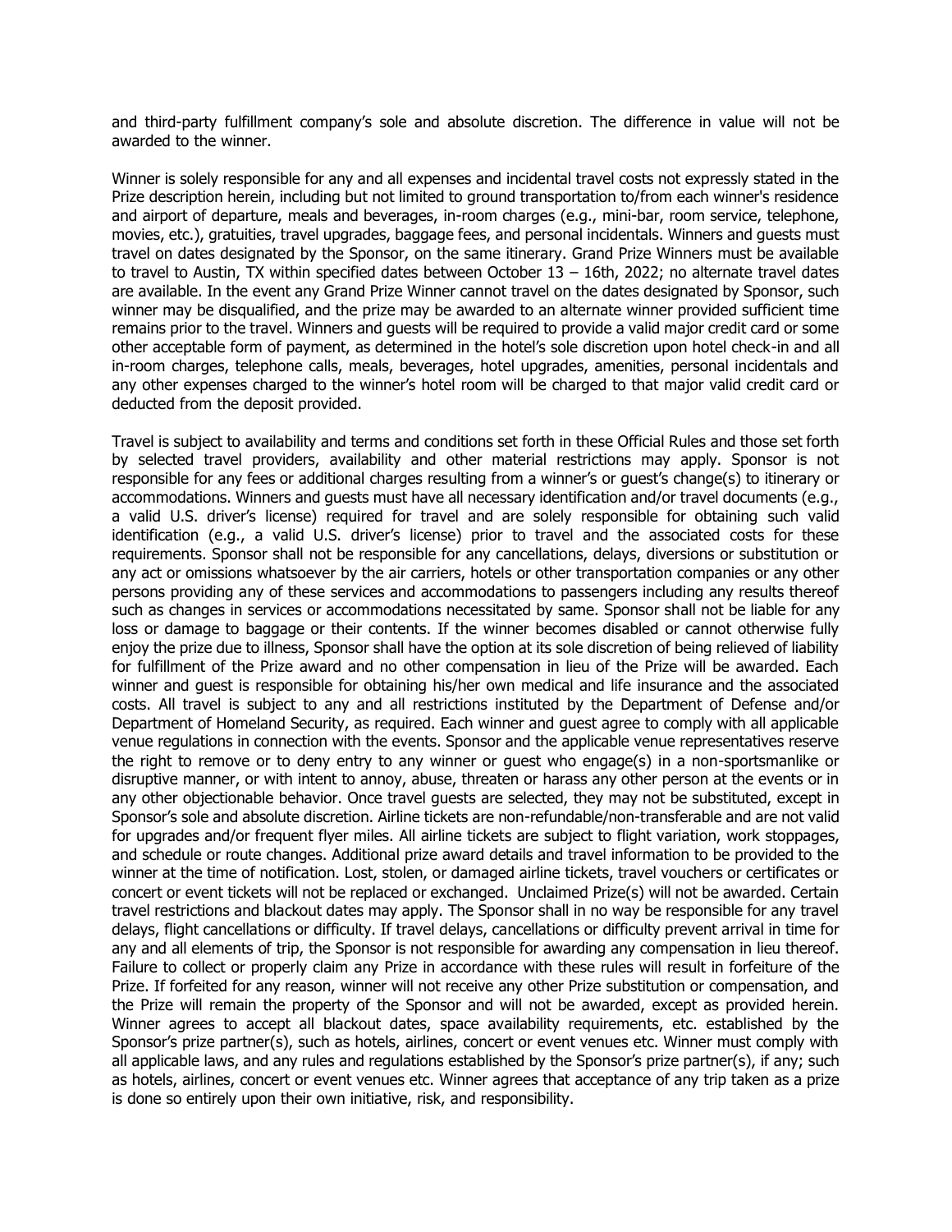and third-party fulfillment company's sole and absolute discretion. The difference in value will not be awarded to the winner.

Winner is solely responsible for any and all expenses and incidental travel costs not expressly stated in the Prize description herein, including but not limited to ground transportation to/from each winner's residence and airport of departure, meals and beverages, in-room charges (e.g., mini-bar, room service, telephone, movies, etc.), gratuities, travel upgrades, baggage fees, and personal incidentals. Winners and guests must travel on dates designated by the Sponsor, on the same itinerary. Grand Prize Winners must be available to travel to Austin, TX within specified dates between October 13 – 16th, 2022; no alternate travel dates are available. In the event any Grand Prize Winner cannot travel on the dates designated by Sponsor, such winner may be disqualified, and the prize may be awarded to an alternate winner provided sufficient time remains prior to the travel. Winners and guests will be required to provide a valid major credit card or some other acceptable form of payment, as determined in the hotel's sole discretion upon hotel check-in and all in-room charges, telephone calls, meals, beverages, hotel upgrades, amenities, personal incidentals and any other expenses charged to the winner's hotel room will be charged to that major valid credit card or deducted from the deposit provided.

Travel is subject to availability and terms and conditions set forth in these Official Rules and those set forth by selected travel providers, availability and other material restrictions may apply. Sponsor is not responsible for any fees or additional charges resulting from a winner's or guest's change(s) to itinerary or accommodations. Winners and guests must have all necessary identification and/or travel documents (e.g., a valid U.S. driver's license) required for travel and are solely responsible for obtaining such valid identification (e.g., a valid U.S. driver's license) prior to travel and the associated costs for these requirements. Sponsor shall not be responsible for any cancellations, delays, diversions or substitution or any act or omissions whatsoever by the air carriers, hotels or other transportation companies or any other persons providing any of these services and accommodations to passengers including any results thereof such as changes in services or accommodations necessitated by same. Sponsor shall not be liable for any loss or damage to baggage or their contents. If the winner becomes disabled or cannot otherwise fully enjoy the prize due to illness, Sponsor shall have the option at its sole discretion of being relieved of liability for fulfillment of the Prize award and no other compensation in lieu of the Prize will be awarded. Each winner and guest is responsible for obtaining his/her own medical and life insurance and the associated costs. All travel is subject to any and all restrictions instituted by the Department of Defense and/or Department of Homeland Security, as required. Each winner and guest agree to comply with all applicable venue regulations in connection with the events. Sponsor and the applicable venue representatives reserve the right to remove or to deny entry to any winner or guest who engage(s) in a non-sportsmanlike or disruptive manner, or with intent to annoy, abuse, threaten or harass any other person at the events or in any other objectionable behavior. Once travel guests are selected, they may not be substituted, except in Sponsor's sole and absolute discretion. Airline tickets are non-refundable/non-transferable and are not valid for upgrades and/or frequent flyer miles. All airline tickets are subject to flight variation, work stoppages, and schedule or route changes. Additional prize award details and travel information to be provided to the winner at the time of notification. Lost, stolen, or damaged airline tickets, travel vouchers or certificates or concert or event tickets will not be replaced or exchanged. Unclaimed Prize(s) will not be awarded. Certain travel restrictions and blackout dates may apply. The Sponsor shall in no way be responsible for any travel delays, flight cancellations or difficulty. If travel delays, cancellations or difficulty prevent arrival in time for any and all elements of trip, the Sponsor is not responsible for awarding any compensation in lieu thereof. Failure to collect or properly claim any Prize in accordance with these rules will result in forfeiture of the Prize. If forfeited for any reason, winner will not receive any other Prize substitution or compensation, and the Prize will remain the property of the Sponsor and will not be awarded, except as provided herein. Winner agrees to accept all blackout dates, space availability requirements, etc. established by the Sponsor's prize partner(s), such as hotels, airlines, concert or event venues etc. Winner must comply with all applicable laws, and any rules and regulations established by the Sponsor's prize partner(s), if any; such as hotels, airlines, concert or event venues etc. Winner agrees that acceptance of any trip taken as a prize is done so entirely upon their own initiative, risk, and responsibility.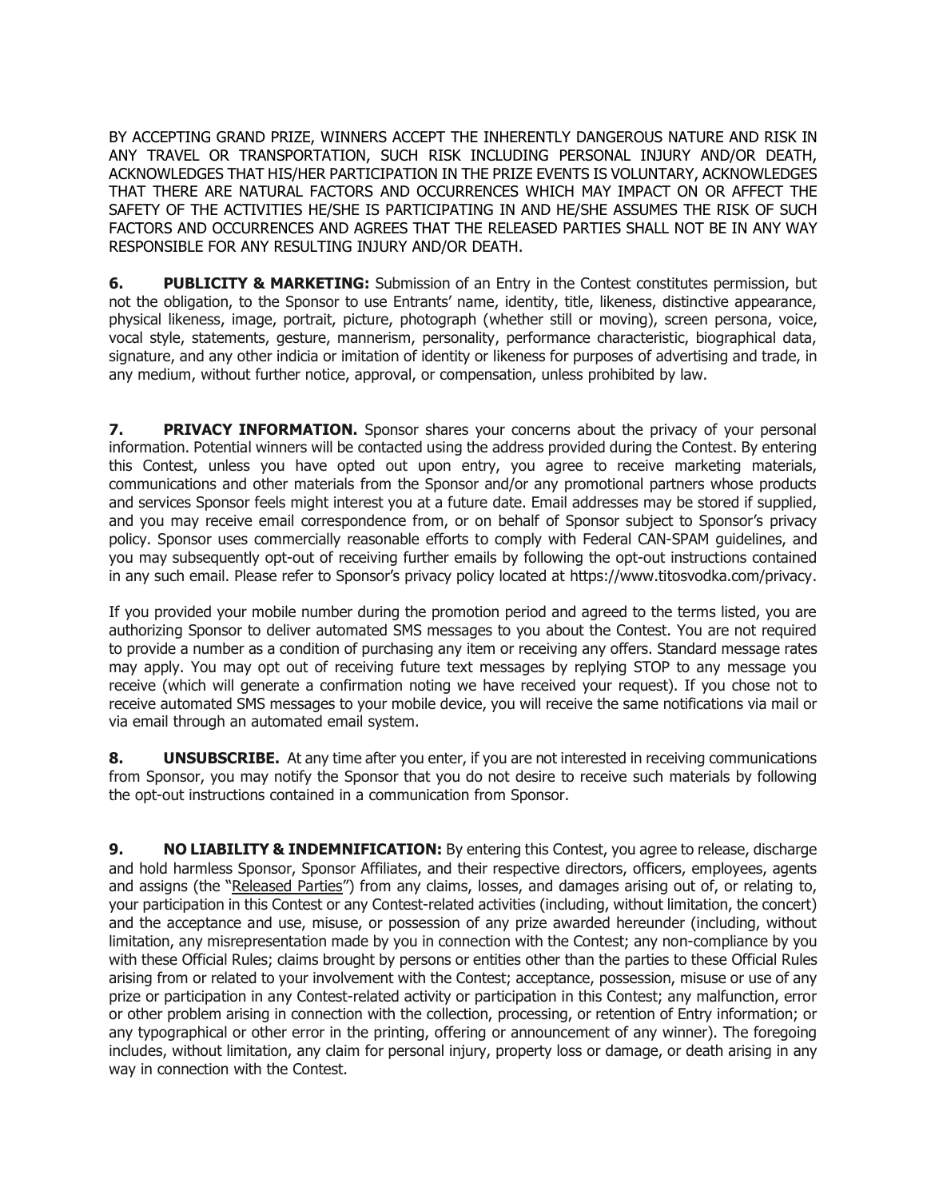BY ACCEPTING GRAND PRIZE, WINNERS ACCEPT THE INHERENTLY DANGEROUS NATURE AND RISK IN ANY TRAVEL OR TRANSPORTATION, SUCH RISK INCLUDING PERSONAL INJURY AND/OR DEATH, ACKNOWLEDGES THAT HIS/HER PARTICIPATION IN THE PRIZE EVENTS IS VOLUNTARY, ACKNOWLEDGES THAT THERE ARE NATURAL FACTORS AND OCCURRENCES WHICH MAY IMPACT ON OR AFFECT THE SAFETY OF THE ACTIVITIES HE/SHE IS PARTICIPATING IN AND HE/SHE ASSUMES THE RISK OF SUCH FACTORS AND OCCURRENCES AND AGREES THAT THE RELEASED PARTIES SHALL NOT BE IN ANY WAY RESPONSIBLE FOR ANY RESULTING INJURY AND/OR DEATH.

**6. PUBLICITY & MARKETING:** Submission of an Entry in the Contest constitutes permission, but not the obligation, to the Sponsor to use Entrants' name, identity, title, likeness, distinctive appearance, physical likeness, image, portrait, picture, photograph (whether still or moving), screen persona, voice, vocal style, statements, gesture, mannerism, personality, performance characteristic, biographical data, signature, and any other indicia or imitation of identity or likeness for purposes of advertising and trade, in any medium, without further notice, approval, or compensation, unless prohibited by law.

**7. PRIVACY INFORMATION.** Sponsor shares your concerns about the privacy of your personal information. Potential winners will be contacted using the address provided during the Contest. By entering this Contest, unless you have opted out upon entry, you agree to receive marketing materials, communications and other materials from the Sponsor and/or any promotional partners whose products and services Sponsor feels might interest you at a future date. Email addresses may be stored if supplied, and you may receive email correspondence from, or on behalf of Sponsor subject to Sponsor's privacy policy. Sponsor uses commercially reasonable efforts to comply with Federal CAN-SPAM guidelines, and you may subsequently opt-out of receiving further emails by following the opt-out instructions contained in any such email. Please refer to Sponsor's privacy policy located at https://www.titosvodka.com/privacy.

If you provided your mobile number during the promotion period and agreed to the terms listed, you are authorizing Sponsor to deliver automated SMS messages to you about the Contest. You are not required to provide a number as a condition of purchasing any item or receiving any offers. Standard message rates may apply. You may opt out of receiving future text messages by replying STOP to any message you receive (which will generate a confirmation noting we have received your request). If you chose not to receive automated SMS messages to your mobile device, you will receive the same notifications via mail or via email through an automated email system.

**8. UNSUBSCRIBE.** At any time after you enter, if you are not interested in receiving communications from Sponsor, you may notify the Sponsor that you do not desire to receive such materials by following the opt-out instructions contained in a communication from Sponsor.

**9. NO LIABILITY & INDEMNIFICATION:** By entering this Contest, you agree to release, discharge and hold harmless Sponsor, Sponsor Affiliates, and their respective directors, officers, employees, agents and assigns (the "Released Parties") from any claims, losses, and damages arising out of, or relating to, your participation in this Contest or any Contest-related activities (including, without limitation, the concert) and the acceptance and use, misuse, or possession of any prize awarded hereunder (including, without limitation, any misrepresentation made by you in connection with the Contest; any non-compliance by you with these Official Rules; claims brought by persons or entities other than the parties to these Official Rules arising from or related to your involvement with the Contest; acceptance, possession, misuse or use of any prize or participation in any Contest-related activity or participation in this Contest; any malfunction, error or other problem arising in connection with the collection, processing, or retention of Entry information; or any typographical or other error in the printing, offering or announcement of any winner). The foregoing includes, without limitation, any claim for personal injury, property loss or damage, or death arising in any way in connection with the Contest.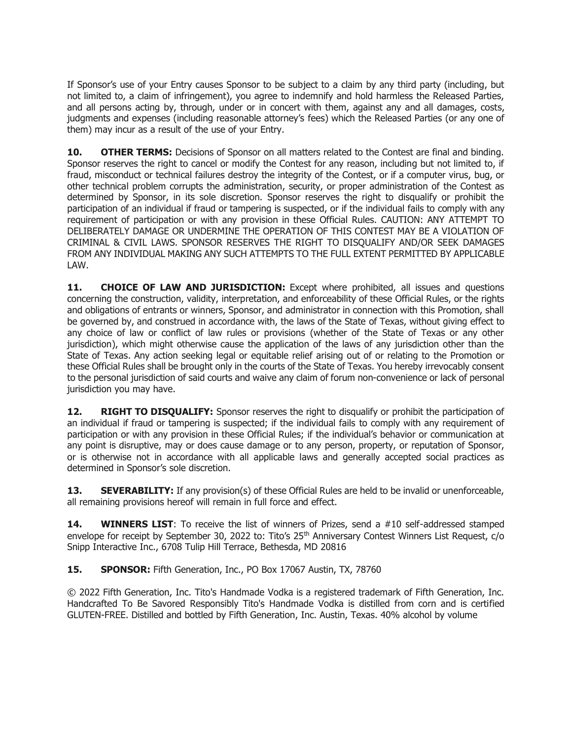If Sponsor's use of your Entry causes Sponsor to be subject to a claim by any third party (including, but not limited to, a claim of infringement), you agree to indemnify and hold harmless the Released Parties, and all persons acting by, through, under or in concert with them, against any and all damages, costs, judgments and expenses (including reasonable attorney's fees) which the Released Parties (or any one of them) may incur as a result of the use of your Entry.

**10. OTHER TERMS:** Decisions of Sponsor on all matters related to the Contest are final and binding. Sponsor reserves the right to cancel or modify the Contest for any reason, including but not limited to, if fraud, misconduct or technical failures destroy the integrity of the Contest, or if a computer virus, bug, or other technical problem corrupts the administration, security, or proper administration of the Contest as determined by Sponsor, in its sole discretion. Sponsor reserves the right to disqualify or prohibit the participation of an individual if fraud or tampering is suspected, or if the individual fails to comply with any requirement of participation or with any provision in these Official Rules. CAUTION: ANY ATTEMPT TO DELIBERATELY DAMAGE OR UNDERMINE THE OPERATION OF THIS CONTEST MAY BE A VIOLATION OF CRIMINAL & CIVIL LAWS. SPONSOR RESERVES THE RIGHT TO DISQUALIFY AND/OR SEEK DAMAGES FROM ANY INDIVIDUAL MAKING ANY SUCH ATTEMPTS TO THE FULL EXTENT PERMITTED BY APPLICABLE LAW.

**11. CHOICE OF LAW AND JURISDICTION:** Except where prohibited, all issues and questions concerning the construction, validity, interpretation, and enforceability of these Official Rules, or the rights and obligations of entrants or winners, Sponsor, and administrator in connection with this Promotion, shall be governed by, and construed in accordance with, the laws of the State of Texas, without giving effect to any choice of law or conflict of law rules or provisions (whether of the State of Texas or any other jurisdiction), which might otherwise cause the application of the laws of any jurisdiction other than the State of Texas. Any action seeking legal or equitable relief arising out of or relating to the Promotion or these Official Rules shall be brought only in the courts of the State of Texas. You hereby irrevocably consent to the personal jurisdiction of said courts and waive any claim of forum non-convenience or lack of personal jurisdiction you may have.

**12. RIGHT TO DISQUALIFY:** Sponsor reserves the right to disqualify or prohibit the participation of an individual if fraud or tampering is suspected; if the individual fails to comply with any requirement of participation or with any provision in these Official Rules; if the individual's behavior or communication at any point is disruptive, may or does cause damage or to any person, property, or reputation of Sponsor, or is otherwise not in accordance with all applicable laws and generally accepted social practices as determined in Sponsor's sole discretion.

**13. SEVERABILITY:** If any provision(s) of these Official Rules are held to be invalid or unenforceable, all remaining provisions hereof will remain in full force and effect.

**14. WINNERS LIST**: To receive the list of winners of Prizes, send a #10 self-addressed stamped envelope for receipt by September 30, 2022 to: Tito's 25th Anniversary Contest Winners List Request, c/o Snipp Interactive Inc., 6708 Tulip Hill Terrace, Bethesda, MD 20816

**15. SPONSOR:** Fifth Generation, Inc., PO Box 17067 Austin, TX, 78760

© 2022 Fifth Generation, Inc. Tito's Handmade Vodka is a registered trademark of Fifth Generation, Inc. Handcrafted To Be Savored Responsibly Tito's Handmade Vodka is distilled from corn and is certified GLUTEN-FREE. Distilled and bottled by Fifth Generation, Inc. Austin, Texas. 40% alcohol by volume